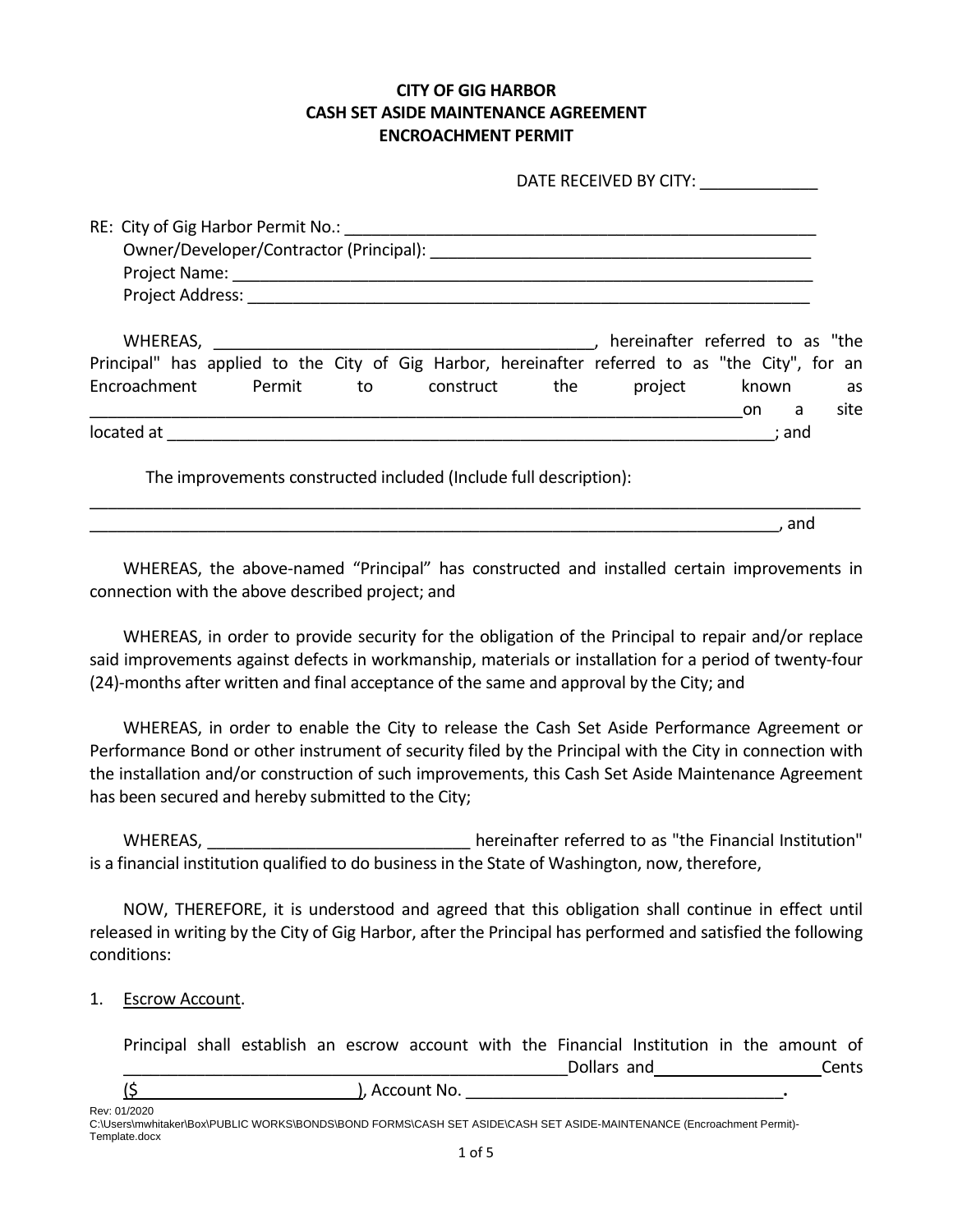**CITY OF GIG HARBOR**
**CASH SET ASIDE MAINTENANCE AGREEMENT**
**ENCROACHMENT PERMIT**

DATE RECEIVED BY CITY: _____________

RE: City of Gig Harbor Permit No.: ____________________________________________________
Owner/Developer/Contractor (Principal): ____________________________________________
Project Name: _____________________________________________________________
Project Address: ___________________________________________________________

WHEREAS, ___________________________________________, hereinafter referred to as "the Principal" has applied to the City of Gig Harbor, hereinafter referred to as "the City", for an Encroachment Permit to construct the project known as ___________________________________________________________________________on a site located at ______________________________________________________________________; and

The improvements constructed included (Include full description):
___________________________________________________________________________________
_____________________________________________________________________________, and

WHEREAS, the above-named "Principal" has constructed and installed certain improvements in connection with the above described project; and

WHEREAS, in order to provide security for the obligation of the Principal to repair and/or replace said improvements against defects in workmanship, materials or installation for a period of twenty-four (24)-months after written and final acceptance of the same and approval by the City; and

WHEREAS, in order to enable the City to release the Cash Set Aside Performance Agreement or Performance Bond or other instrument of security filed by the Principal with the City in connection with the installation and/or construction of such improvements, this Cash Set Aside Maintenance Agreement has been secured and hereby submitted to the City;

WHEREAS, _____________________________ hereinafter referred to as "the Financial Institution" is a financial institution qualified to do business in the State of Washington, now, therefore,

NOW, THEREFORE, it is understood and agreed that this obligation shall continue in effect until released in writing by the City of Gig Harbor, after the Principal has performed and satisfied the following conditions:

1. Escrow Account.

   Principal shall establish an escrow account with the Financial Institution in the amount of _________________________________________________Dollars and__________________Cents ($________________________), Account No. ___________________________________.

Rev: 01/2020
C:\Users\mwhitaker\Box\PUBLIC WORKS\BONDS\BOND FORMS\CASH SET ASIDE\CASH SET ASIDE-MAINTENANCE (Encroachment Permit)-Template.docx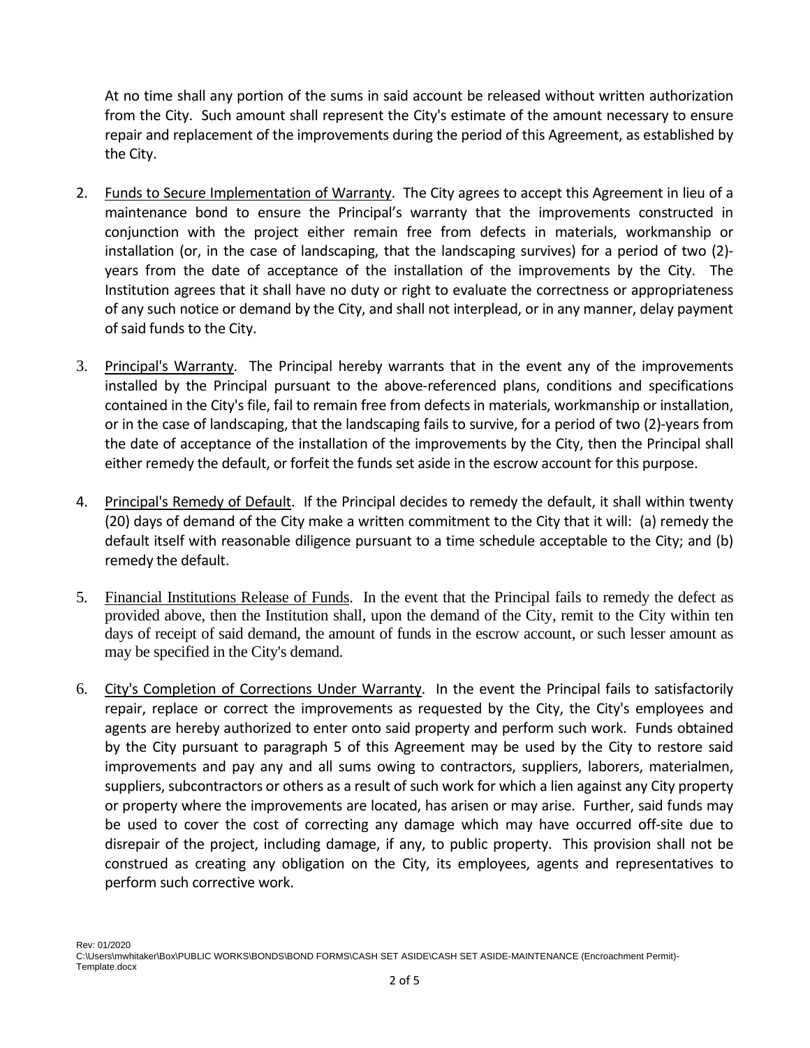At no time shall any portion of the sums in said account be released without written authorization from the City. Such amount shall represent the City's estimate of the amount necessary to ensure repair and replacement of the improvements during the period of this Agreement, as established by the City.

2. Funds to Secure Implementation of Warranty. The City agrees to accept this Agreement in lieu of a maintenance bond to ensure the Principal's warranty that the improvements constructed in conjunction with the project either remain free from defects in materials, workmanship or installation (or, in the case of landscaping, that the landscaping survives) for a period of two (2)-years from the date of acceptance of the installation of the improvements by the City. The Institution agrees that it shall have no duty or right to evaluate the correctness or appropriateness of any such notice or demand by the City, and shall not interplead, or in any manner, delay payment of said funds to the City.

3. Principal's Warranty. The Principal hereby warrants that in the event any of the improvements installed by the Principal pursuant to the above-referenced plans, conditions and specifications contained in the City's file, fail to remain free from defects in materials, workmanship or installation, or in the case of landscaping, that the landscaping fails to survive, for a period of two (2)-years from the date of acceptance of the installation of the improvements by the City, then the Principal shall either remedy the default, or forfeit the funds set aside in the escrow account for this purpose.

4. Principal's Remedy of Default. If the Principal decides to remedy the default, it shall within twenty (20) days of demand of the City make a written commitment to the City that it will: (a) remedy the default itself with reasonable diligence pursuant to a time schedule acceptable to the City; and (b) remedy the default.

5. Financial Institutions Release of Funds. In the event that the Principal fails to remedy the defect as provided above, then the Institution shall, upon the demand of the City, remit to the City within ten days of receipt of said demand, the amount of funds in the escrow account, or such lesser amount as may be specified in the City's demand.

6. City's Completion of Corrections Under Warranty. In the event the Principal fails to satisfactorily repair, replace or correct the improvements as requested by the City, the City's employees and agents are hereby authorized to enter onto said property and perform such work. Funds obtained by the City pursuant to paragraph 5 of this Agreement may be used by the City to restore said improvements and pay any and all sums owing to contractors, suppliers, laborers, materialmen, suppliers, subcontractors or others as a result of such work for which a lien against any City property or property where the improvements are located, has arisen or may arise. Further, said funds may be used to cover the cost of correcting any damage which may have occurred off-site due to disrepair of the project, including damage, if any, to public property. This provision shall not be construed as creating any obligation on the City, its employees, agents and representatives to perform such corrective work.

Rev: 01/2020
C:\Users\mwhitaker\Box\PUBLIC WORKS\BONDS\BOND FORMS\CASH SET ASIDE\CASH SET ASIDE-MAINTENANCE (Encroachment Permit)-Template.docx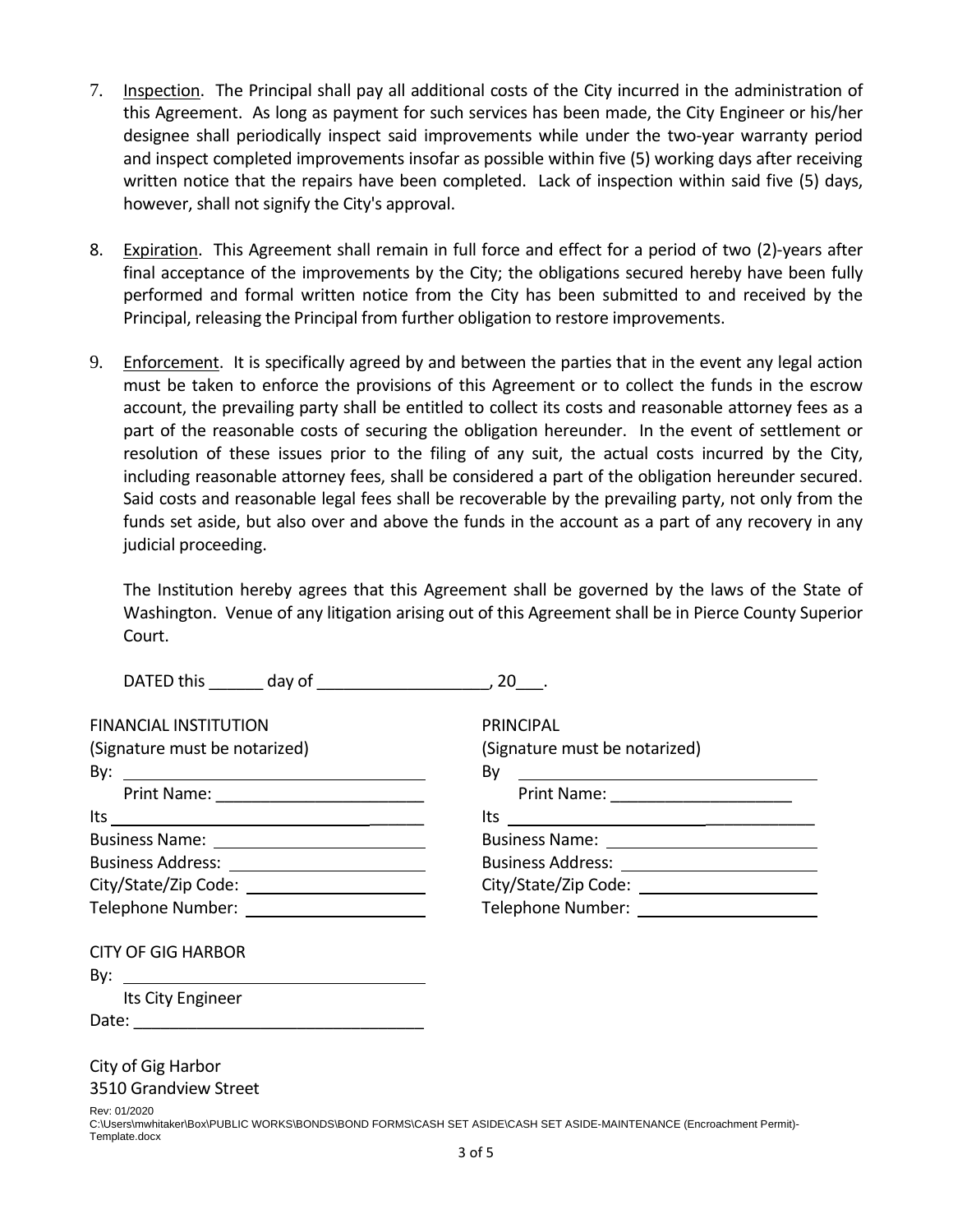7. Inspection. The Principal shall pay all additional costs of the City incurred in the administration of this Agreement. As long as payment for such services has been made, the City Engineer or his/her designee shall periodically inspect said improvements while under the two-year warranty period and inspect completed improvements insofar as possible within five (5) working days after receiving written notice that the repairs have been completed. Lack of inspection within said five (5) days, however, shall not signify the City's approval.

8. Expiration. This Agreement shall remain in full force and effect for a period of two (2)-years after final acceptance of the improvements by the City; the obligations secured hereby have been fully performed and formal written notice from the City has been submitted to and received by the Principal, releasing the Principal from further obligation to restore improvements.

9. Enforcement. It is specifically agreed by and between the parties that in the event any legal action must be taken to enforce the provisions of this Agreement or to collect the funds in the escrow account, the prevailing party shall be entitled to collect its costs and reasonable attorney fees as a part of the reasonable costs of securing the obligation hereunder. In the event of settlement or resolution of these issues prior to the filing of any suit, the actual costs incurred by the City, including reasonable attorney fees, shall be considered a part of the obligation hereunder secured. Said costs and reasonable legal fees shall be recoverable by the prevailing party, not only from the funds set aside, but also over and above the funds in the account as a part of any recovery in any judicial proceeding.

   The Institution hereby agrees that this Agreement shall be governed by the laws of the State of Washington. Venue of any litigation arising out of this Agreement shall be in Pierce County Superior Court.

DATED this ______ day of ___________________, 20___.

FINANCIAL INSTITUTION
(Signature must be notarized)
By: ______________________________
Print Name: ______________________
Its ______________________________
Business Name: ___________________
Business Address: _________________
City/State/Zip Code: _______________
Telephone Number: ________________

PRINCIPAL
(Signature must be notarized)
By ______________________________
Print Name: ______________________
Its ______________________________
Business Name: ___________________
Business Address: _________________
City/State/Zip Code: _______________
Telephone Number: ________________

CITY OF GIG HARBOR
By: ______________________________
Its City Engineer
Date: _____________________________

City of Gig Harbor
3510 Grandview Street

Rev: 01/2020
C:\Users\mwhitaker\Box\PUBLIC WORKS\BONDS\BOND FORMS\CASH SET ASIDE\CASH SET ASIDE-MAINTENANCE (Encroachment Permit)-Template.docx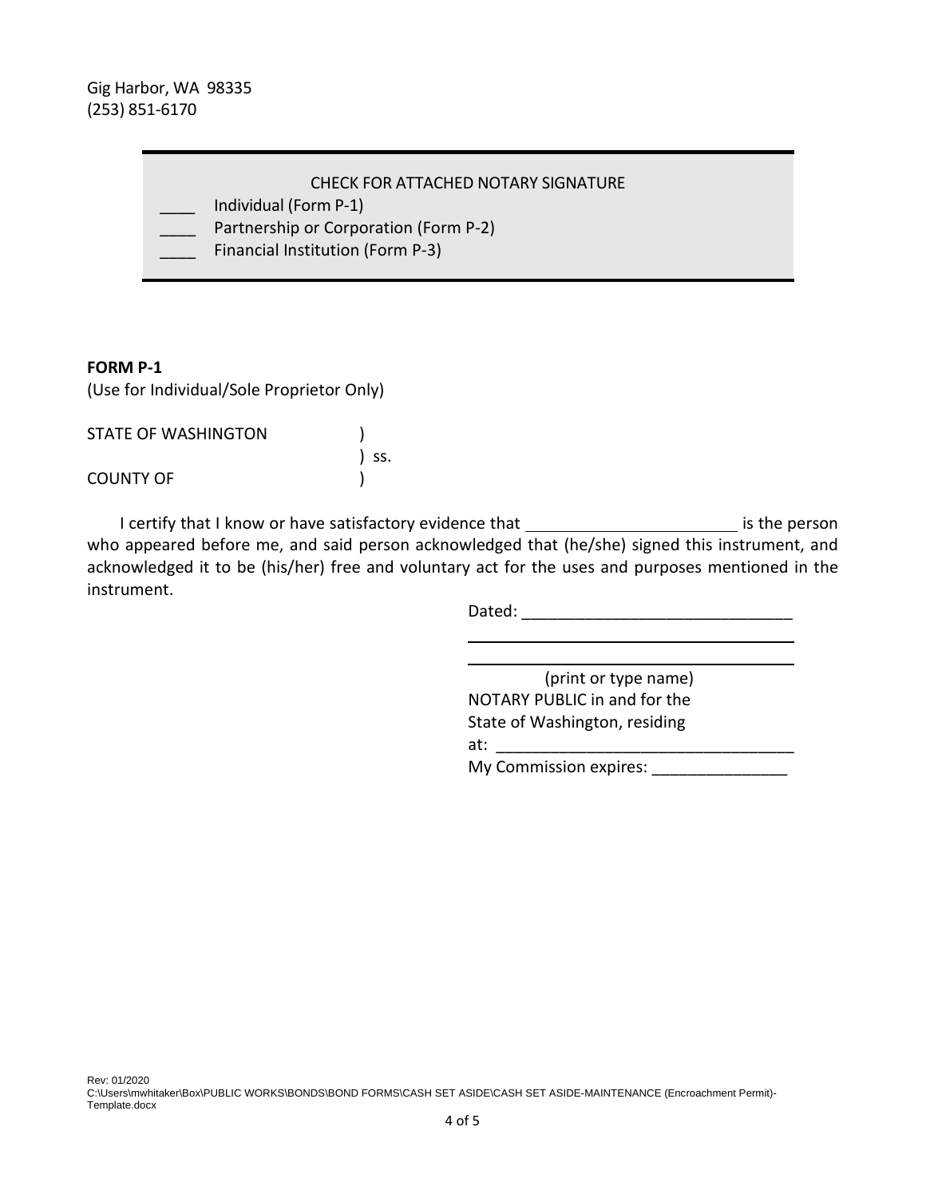Gig Harbor, WA 98335
(253) 851-6170

CHECK FOR ATTACHED NOTARY SIGNATURE

____ Individual (Form P-1)
____ Partnership or Corporation (Form P-2)
____ Financial Institution (Form P-3)

**FORM P-1**

(Use for Individual/Sole Proprietor Only)

STATE OF WASHINGTON )
) ss.
COUNTY OF )

I certify that I know or have satisfactory evidence that ________________________ is the person who appeared before me, and said person acknowledged that (he/she) signed this instrument, and acknowledged it to be (his/her) free and voluntary act for the uses and purposes mentioned in the instrument.

Dated: ______________________________

______________________________

______________________________
(print or type name)
NOTARY PUBLIC in and for the State of Washington, residing at: ______________________________
My Commission expires: _______________

Rev: 01/2020
C:\Users\mwhitaker\Box\PUBLIC WORKS\BONDS\BOND FORMS\CASH SET ASIDE\CASH SET ASIDE-MAINTENANCE (Encroachment Permit)-Template.docx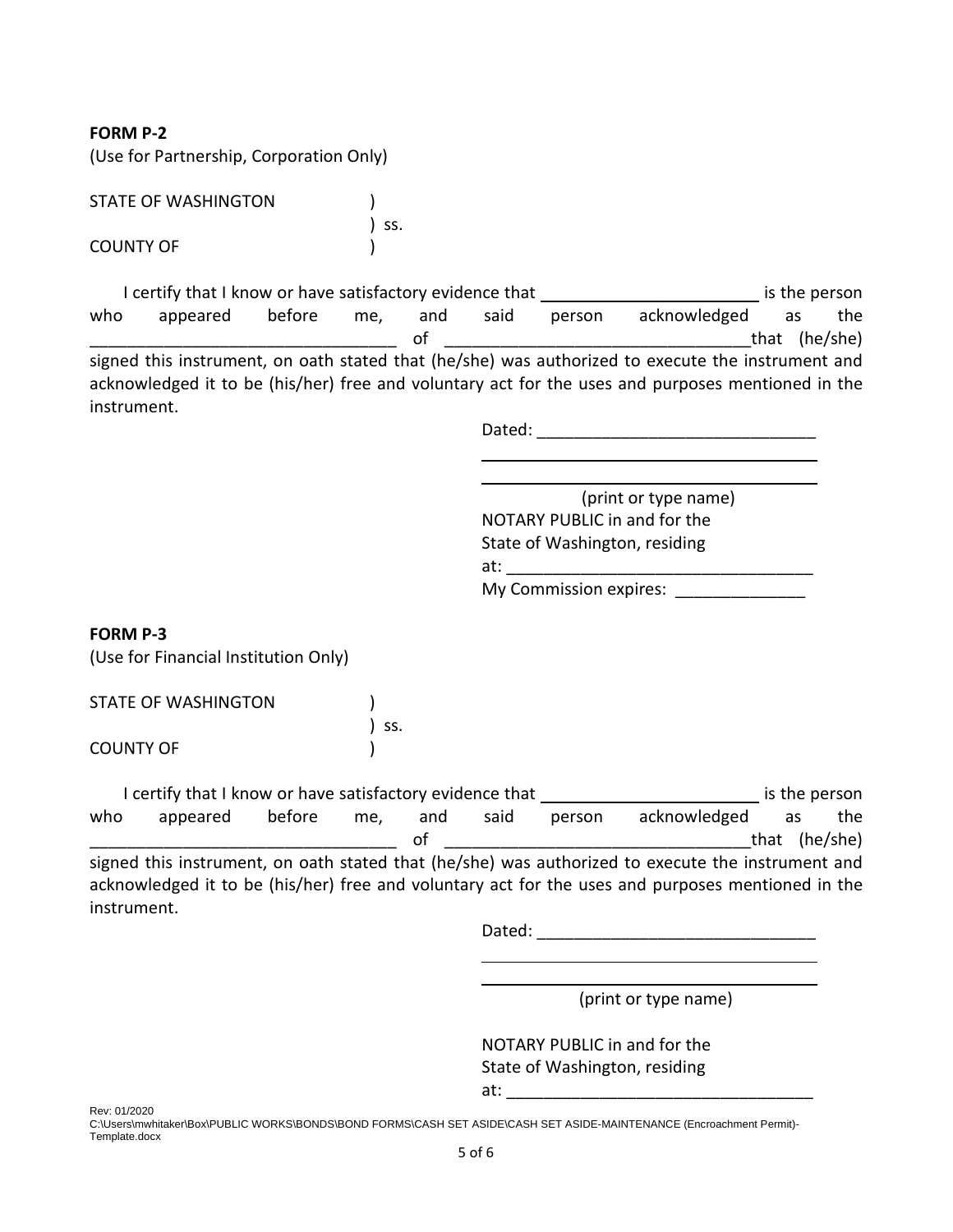**FORM P-2**
(Use for Partnership, Corporation Only)

STATE OF WASHINGTON )
) ss.
COUNTY OF )

I certify that I know or have satisfactory evidence that _______________________ is the person who appeared before me, and said person acknowledged as the _________________________________ of _________________________________that (he/she) signed this instrument, on oath stated that (he/she) was authorized to execute the instrument and acknowledged it to be (his/her) free and voluntary act for the uses and purposes mentioned in the instrument.

Dated: ______________________________

____________________________________

____________________________________
(print or type name)
NOTARY PUBLIC in and for the
State of Washington, residing
at: _________________________________
My Commission expires: ______________

**FORM P-3**
(Use for Financial Institution Only)

STATE OF WASHINGTON )
) ss.
COUNTY OF )

I certify that I know or have satisfactory evidence that _______________________ is the person who appeared before me, and said person acknowledged as the _________________________________ of _________________________________that (he/she) signed this instrument, on oath stated that (he/she) was authorized to execute the instrument and acknowledged it to be (his/her) free and voluntary act for the uses and purposes mentioned in the instrument.

Dated: ______________________________

____________________________________

____________________________________
(print or type name)

NOTARY PUBLIC in and for the
State of Washington, residing
at: _________________________________

Rev: 01/2020
C:\Users\mwhitaker\Box\PUBLIC WORKS\BONDS\BOND FORMS\CASH SET ASIDE\CASH SET ASIDE-MAINTENANCE (Encroachment Permit)-Template.docx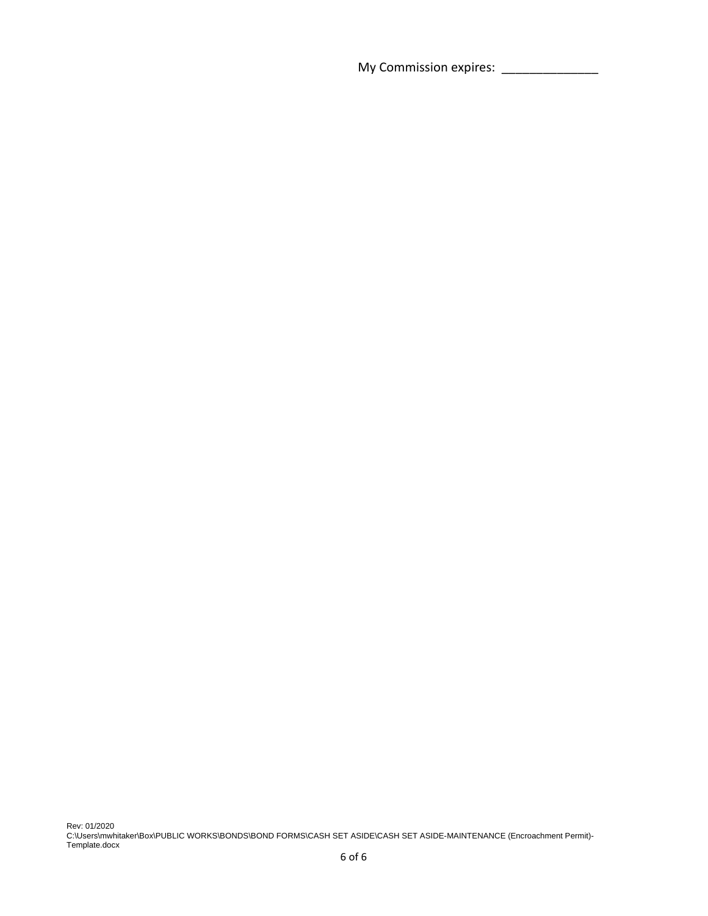My Commission expires: ______________

Rev: 01/2020
C:\Users\mwhitaker\Box\PUBLIC WORKS\BONDS\BOND FORMS\CASH SET ASIDE\CASH SET ASIDE-MAINTENANCE (Encroachment Permit)-Template.docx